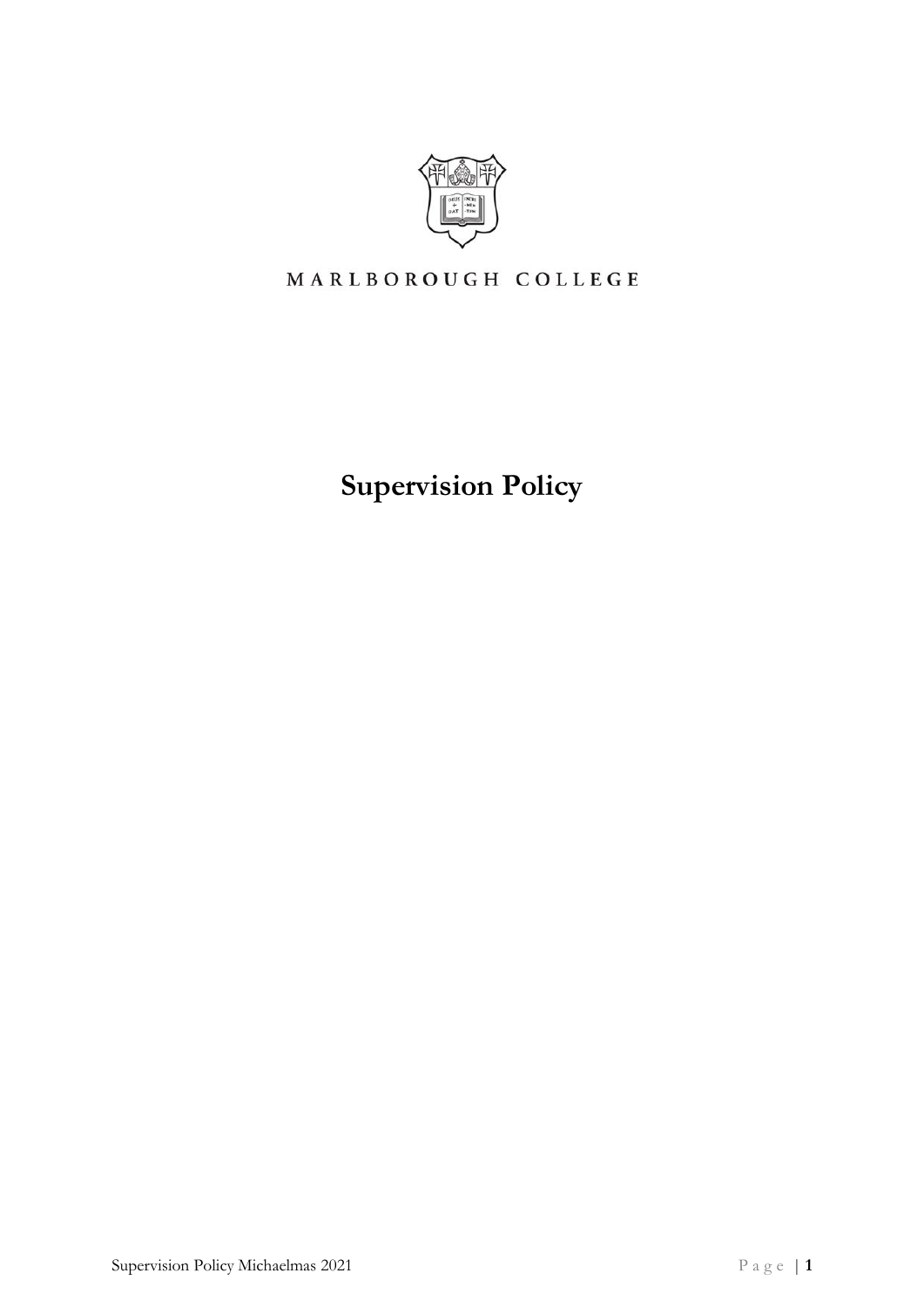MARLBOROUGH COLLEGE

# Supervision Policy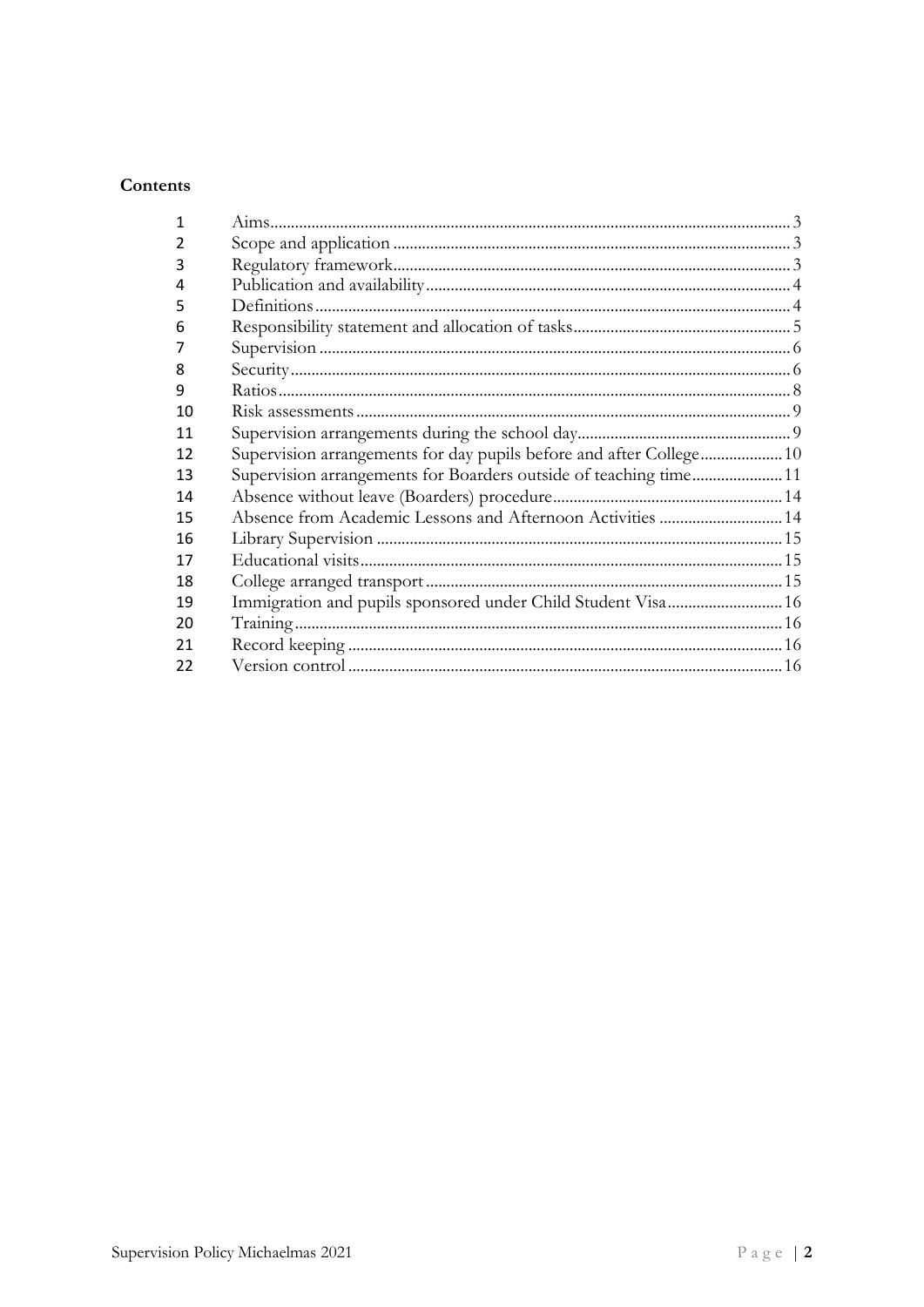**Contents**

| | | |
|---|---|---|
| 1 | Aims | 3 |
| 2 | Scope and application | 3 |
| 3 | Regulatory framework | 3 |
| 4 | Publication and availability | 4 |
| 5 | Definitions | 4 |
| 6 | Responsibility statement and allocation of tasks | 5 |
| 7 | Supervision | 6 |
| 8 | Security | 6 |
| 9 | Ratios | 8 |
| 10 | Risk assessments | 9 |
| 11 | Supervision arrangements during the school day | 9 |
| 12 | Supervision arrangements for day pupils before and after College | 10 |
| 13 | Supervision arrangements for Boarders outside of teaching time | 11 |
| 14 | Absence without leave (Boarders) procedure | 14 |
| 15 | Absence from Academic Lessons and Afternoon Activities | 14 |
| 16 | Library Supervision | 15 |
| 17 | Educational visits | 15 |
| 18 | College arranged transport | 15 |
| 19 | Immigration and pupils sponsored under Child Student Visa | 16 |
| 20 | Training | 16 |
| 21 | Record keeping | 16 |
| 22 | Version control | 16 |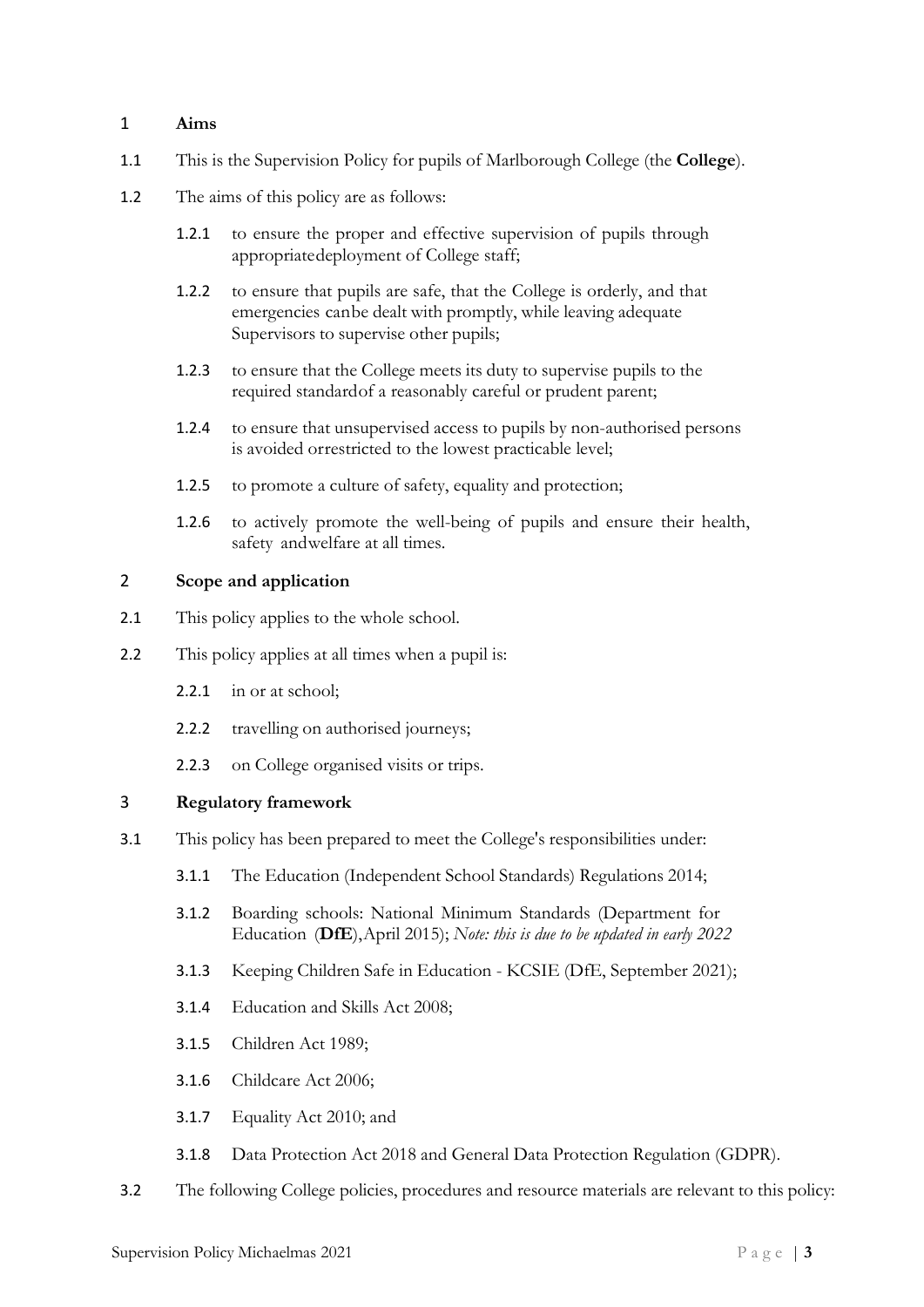## 1 Aims

1.1 This is the Supervision Policy for pupils of Marlborough College (the **College**).

1.2 The aims of this policy are as follows:

1.2.1 to ensure the proper and effective supervision of pupils through appropriatedeployment of College staff;

1.2.2 to ensure that pupils are safe, that the College is orderly, and that emergencies canbe dealt with promptly, while leaving adequate Supervisors to supervise other pupils;

1.2.3 to ensure that the College meets its duty to supervise pupils to the required standardof a reasonably careful or prudent parent;

1.2.4 to ensure that unsupervised access to pupils by non-authorised persons is avoided orrestricted to the lowest practicable level;

1.2.5 to promote a culture of safety, equality and protection;

1.2.6 to actively promote the well-being of pupils and ensure their health, safety andwelfare at all times.

## 2 Scope and application

2.1 This policy applies to the whole school.

2.2 This policy applies at all times when a pupil is:

2.2.1 in or at school;

2.2.2 travelling on authorised journeys;

2.2.3 on College organised visits or trips.

## 3 Regulatory framework

3.1 This policy has been prepared to meet the College's responsibilities under:

3.1.1 The Education (Independent School Standards) Regulations 2014;

3.1.2 Boarding schools: National Minimum Standards (Department for Education (**DfE**),April 2015); *Note: this is due to be updated in early 2022*

3.1.3 Keeping Children Safe in Education - KCSIE (DfE, September 2021);

3.1.4 Education and Skills Act 2008;

3.1.5 Children Act 1989;

3.1.6 Childcare Act 2006;

3.1.7 Equality Act 2010; and

3.1.8 Data Protection Act 2018 and General Data Protection Regulation (GDPR).

3.2 The following College policies, procedures and resource materials are relevant to this policy: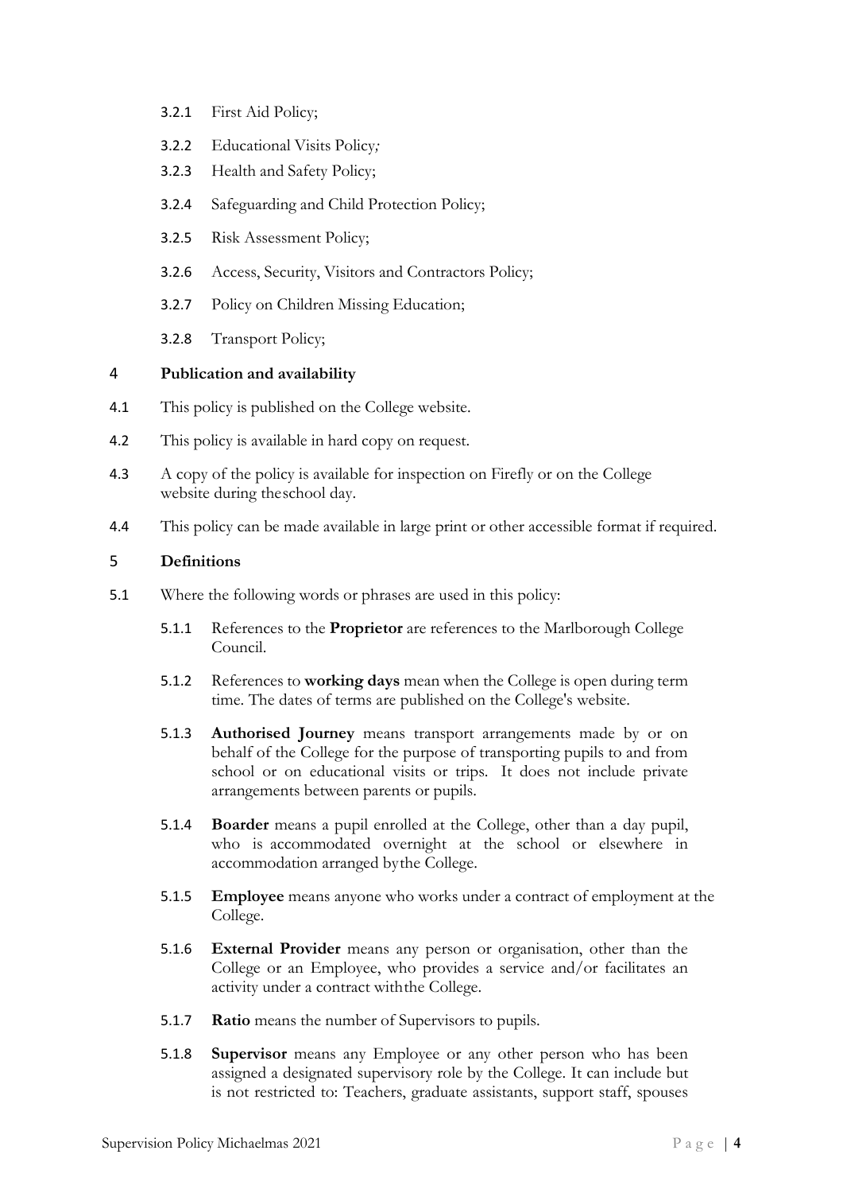3.2.1 First Aid Policy;

3.2.2 Educational Visits Policy;

3.2.3 Health and Safety Policy;

3.2.4 Safeguarding and Child Protection Policy;

3.2.5 Risk Assessment Policy;

3.2.6 Access, Security, Visitors and Contractors Policy;

3.2.7 Policy on Children Missing Education;

3.2.8 Transport Policy;

## 4 Publication and availability

4.1 This policy is published on the College website.

4.2 This policy is available in hard copy on request.

4.3 A copy of the policy is available for inspection on Firefly or on the College website during the school day.

4.4 This policy can be made available in large print or other accessible format if required.

## 5 Definitions

5.1 Where the following words or phrases are used in this policy:

5.1.1 References to the **Proprietor** are references to the Marlborough College Council.

5.1.2 References to **working days** mean when the College is open during term time. The dates of terms are published on the College's website.

5.1.3 **Authorised Journey** means transport arrangements made by or on behalf of the College for the purpose of transporting pupils to and from school or on educational visits or trips. It does not include private arrangements between parents or pupils.

5.1.4 **Boarder** means a pupil enrolled at the College, other than a day pupil, who is accommodated overnight at the school or elsewhere in accommodation arranged by the College.

5.1.5 **Employee** means anyone who works under a contract of employment at the College.

5.1.6 **External Provider** means any person or organisation, other than the College or an Employee, who provides a service and/or facilitates an activity under a contract with the College.

5.1.7 **Ratio** means the number of Supervisors to pupils.

5.1.8 **Supervisor** means any Employee or any other person who has been assigned a designated supervisory role by the College. It can include but is not restricted to: Teachers, graduate assistants, support staff, spouses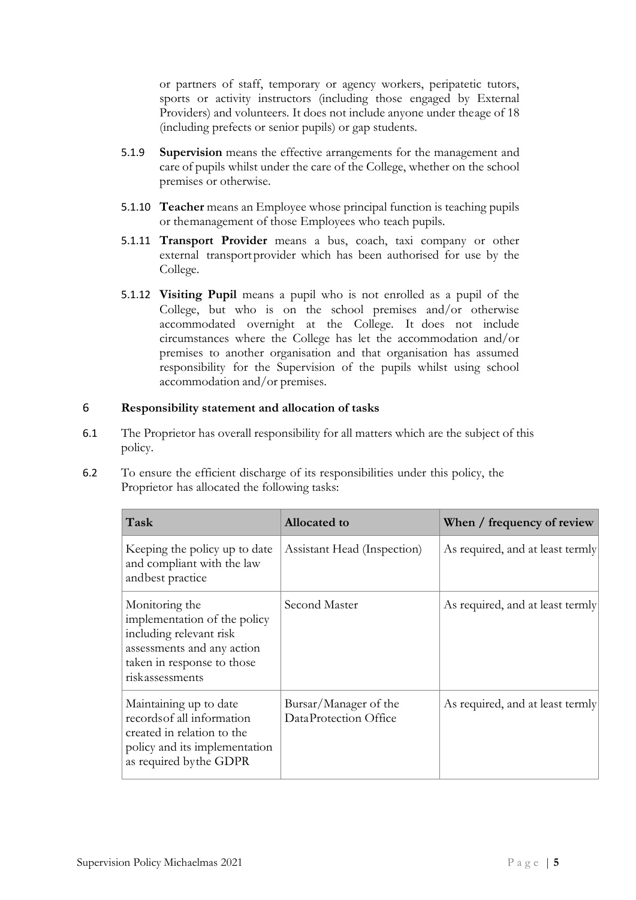or partners of staff, temporary or agency workers, peripatetic tutors, sports or activity instructors (including those engaged by External Providers) and volunteers. It does not include anyone under the age of 18 (including prefects or senior pupils) or gap students.

5.1.9 **Supervision** means the effective arrangements for the management and care of pupils whilst under the care of the College, whether on the school premises or otherwise.

5.1.10 **Teacher** means an Employee whose principal function is teaching pupils or the management of those Employees who teach pupils.

5.1.11 **Transport Provider** means a bus, coach, taxi company or other external transport provider which has been authorised for use by the College.

5.1.12 **Visiting Pupil** means a pupil who is not enrolled as a pupil of the College, but who is on the school premises and/or otherwise accommodated overnight at the College. It does not include circumstances where the College has let the accommodation and/or premises to another organisation and that organisation has assumed responsibility for the Supervision of the pupils whilst using school accommodation and/or premises.

## 6 Responsibility statement and allocation of tasks

6.1 The Proprietor has overall responsibility for all matters which are the subject of this policy.

6.2 To ensure the efficient discharge of its responsibilities under this policy, the Proprietor has allocated the following tasks:

| Task | Allocated to | When / frequency of review |
|---|---|---|
| Keeping the policy up to date and compliant with the law and best practice | Assistant Head (Inspection) | As required, and at least termly |
| Monitoring the implementation of the policy including relevant risk assessments and any action taken in response to those risk assessments | Second Master | As required, and at least termly |
| Maintaining up to date records of all information created in relation to the policy and its implementation as required by the GDPR | Bursar/Manager of the Data Protection Office | As required, and at least termly |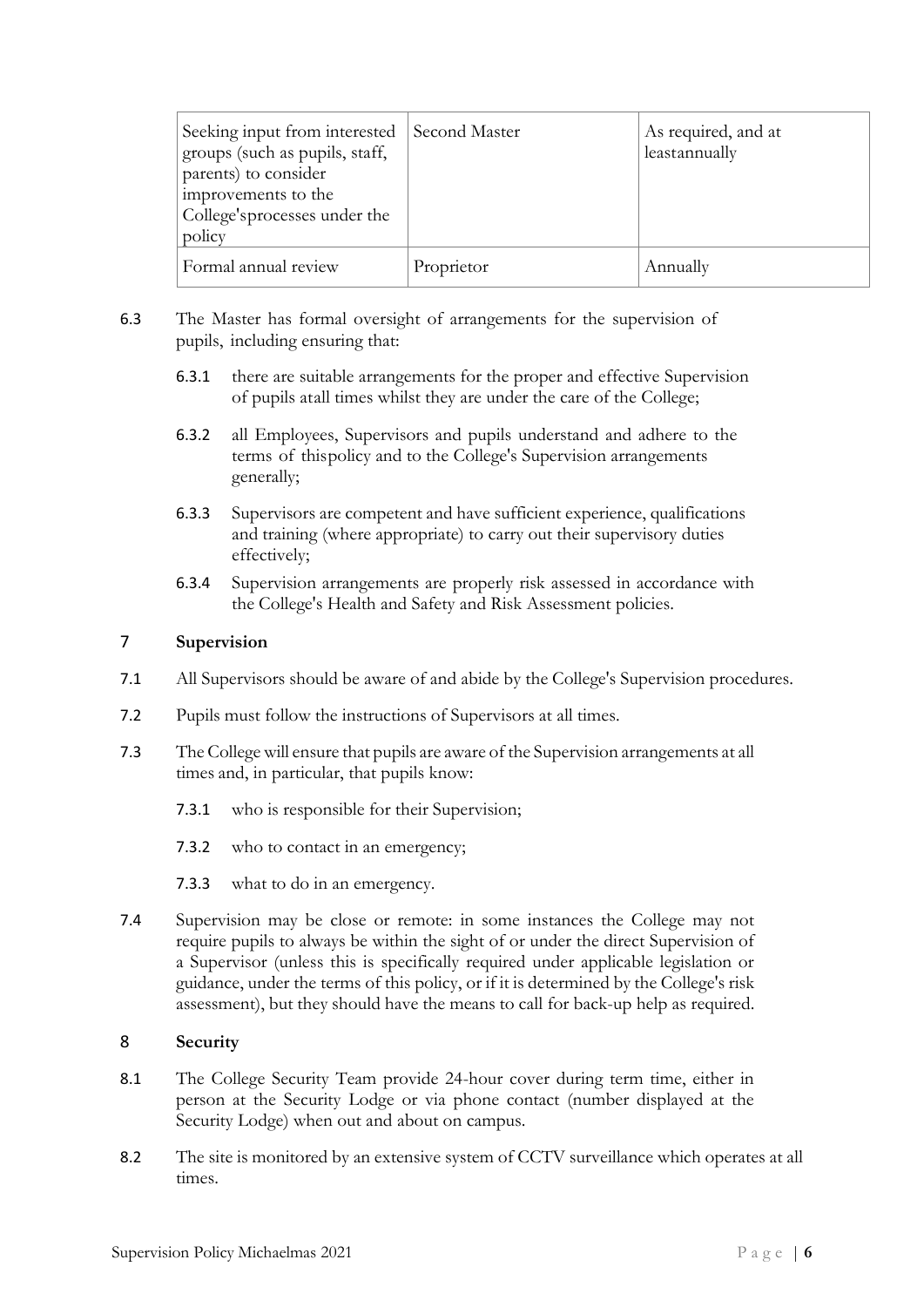| Seeking input from interested groups (such as pupils, staff, parents) to consider improvements to the College'sprocesses under the policy | Second Master | As required, and at leastannually |
|---|---|---|
| Formal annual review | Proprietor | Annually |

6.3 The Master has formal oversight of arrangements for the supervision of pupils, including ensuring that:

6.3.1 there are suitable arrangements for the proper and effective Supervision of pupils atall times whilst they are under the care of the College;

6.3.2 all Employees, Supervisors and pupils understand and adhere to the terms of thispolicy and to the College's Supervision arrangements generally;

6.3.3 Supervisors are competent and have sufficient experience, qualifications and training (where appropriate) to carry out their supervisory duties effectively;

6.3.4 Supervision arrangements are properly risk assessed in accordance with the College's Health and Safety and Risk Assessment policies.

## 7 Supervision

7.1 All Supervisors should be aware of and abide by the College's Supervision procedures.

7.2 Pupils must follow the instructions of Supervisors at all times.

7.3 The College will ensure that pupils are aware of the Supervision arrangements at all times and, in particular, that pupils know:

7.3.1 who is responsible for their Supervision;

7.3.2 who to contact in an emergency;

7.3.3 what to do in an emergency.

7.4 Supervision may be close or remote: in some instances the College may not require pupils to always be within the sight of or under the direct Supervision of a Supervisor (unless this is specifically required under applicable legislation or guidance, under the terms of this policy, or if it is determined by the College's risk assessment), but they should have the means to call for back-up help as required.

## 8 Security

8.1 The College Security Team provide 24-hour cover during term time, either in person at the Security Lodge or via phone contact (number displayed at the Security Lodge) when out and about on campus.

8.2 The site is monitored by an extensive system of CCTV surveillance which operates at all times.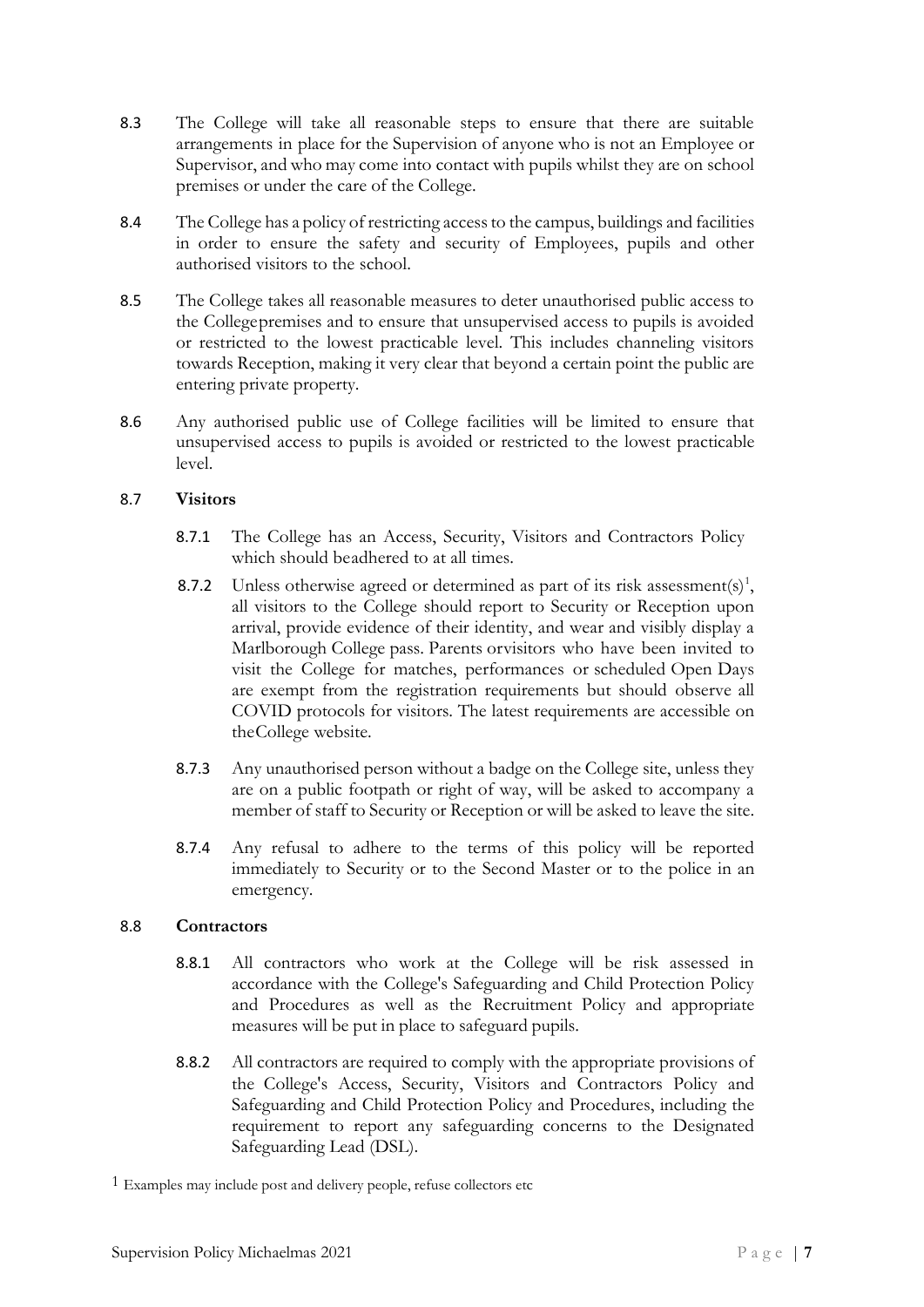8.3 The College will take all reasonable steps to ensure that there are suitable arrangements in place for the Supervision of anyone who is not an Employee or Supervisor, and who may come into contact with pupils whilst they are on school premises or under the care of the College.

8.4 The College has a policy of restricting access to the campus, buildings and facilities in order to ensure the safety and security of Employees, pupils and other authorised visitors to the school.

8.5 The College takes all reasonable measures to deter unauthorised public access to the Collegepremises and to ensure that unsupervised access to pupils is avoided or restricted to the lowest practicable level. This includes channeling visitors towards Reception, making it very clear that beyond a certain point the public are entering private property.

8.6 Any authorised public use of College facilities will be limited to ensure that unsupervised access to pupils is avoided or restricted to the lowest practicable level.

8.7 **Visitors**

8.7.1 The College has an Access, Security, Visitors and Contractors Policy which should beadhered to at all times.

8.7.2 Unless otherwise agreed or determined as part of its risk assessment(s)[1], all visitors to the College should report to Security or Reception upon arrival, provide evidence of their identity, and wear and visibly display a Marlborough College pass. Parents orvisitors who have been invited to visit the College for matches, performances or scheduled Open Days are exempt from the registration requirements but should observe all COVID protocols for visitors. The latest requirements are accessible on theCollege website.

8.7.3 Any unauthorised person without a badge on the College site, unless they are on a public footpath or right of way, will be asked to accompany a member of staff to Security or Reception or will be asked to leave the site.

8.7.4 Any refusal to adhere to the terms of this policy will be reported immediately to Security or to the Second Master or to the police in an emergency.

8.8 **Contractors**

8.8.1 All contractors who work at the College will be risk assessed in accordance with the College's Safeguarding and Child Protection Policy and Procedures as well as the Recruitment Policy and appropriate measures will be put in place to safeguard pupils.

8.8.2 All contractors are required to comply with the appropriate provisions of the College's Access, Security, Visitors and Contractors Policy and Safeguarding and Child Protection Policy and Procedures, including the requirement to report any safeguarding concerns to the Designated Safeguarding Lead (DSL).

[1] Examples may include post and delivery people, refuse collectors etc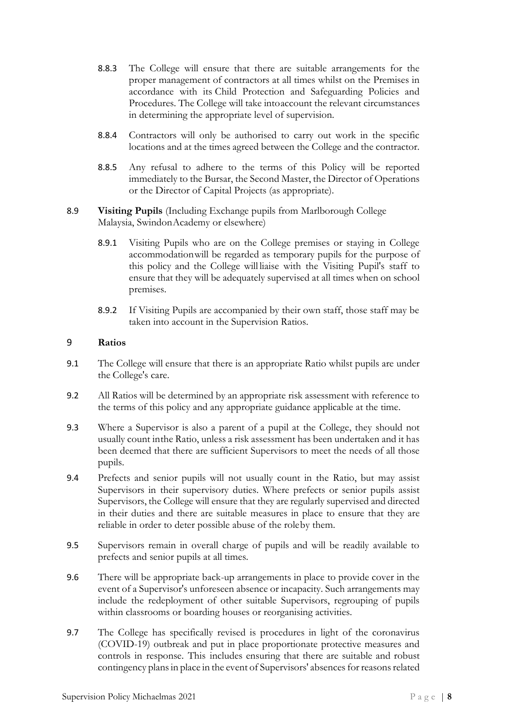8.8.3 The College will ensure that there are suitable arrangements for the proper management of contractors at all times whilst on the Premises in accordance with its Child Protection and Safeguarding Policies and Procedures. The College will take intoaccount the relevant circumstances in determining the appropriate level of supervision.

8.8.4 Contractors will only be authorised to carry out work in the specific locations and at the times agreed between the College and the contractor.

8.8.5 Any refusal to adhere to the terms of this Policy will be reported immediately to the Bursar, the Second Master, the Director of Operations or the Director of Capital Projects (as appropriate).

8.9 **Visiting Pupils** (Including Exchange pupils from Marlborough College Malaysia, SwindonAcademy or elsewhere)

8.9.1 Visiting Pupils who are on the College premises or staying in College accommodationwill be regarded as temporary pupils for the purpose of this policy and the College willliaise with the Visiting Pupil's staff to ensure that they will be adequately supervised at all times when on school premises.

8.9.2 If Visiting Pupils are accompanied by their own staff, those staff may be taken into account in the Supervision Ratios.

## 9 Ratios

9.1 The College will ensure that there is an appropriate Ratio whilst pupils are under the College's care.

9.2 All Ratios will be determined by an appropriate risk assessment with reference to the terms of this policy and any appropriate guidance applicable at the time.

9.3 Where a Supervisor is also a parent of a pupil at the College, they should not usually count inthe Ratio, unless a risk assessment has been undertaken and it has been deemed that there are sufficient Supervisors to meet the needs of all those pupils.

9.4 Prefects and senior pupils will not usually count in the Ratio, but may assist Supervisors in their supervisory duties. Where prefects or senior pupils assist Supervisors, the College will ensure that they are regularly supervised and directed in their duties and there are suitable measures in place to ensure that they are reliable in order to deter possible abuse of the roleby them.

9.5 Supervisors remain in overall charge of pupils and will be readily available to prefects and senior pupils at all times.

9.6 There will be appropriate back-up arrangements in place to provide cover in the event of a Supervisor's unforeseen absence or incapacity. Such arrangements may include the redeployment of other suitable Supervisors, regrouping of pupils within classrooms or boarding houses or reorganising activities.

9.7 The College has specifically revised is procedures in light of the coronavirus (COVID-19) outbreak and put in place proportionate protective measures and controls in response. This includes ensuring that there are suitable and robust contingency plans in place in the event of Supervisors' absences for reasons related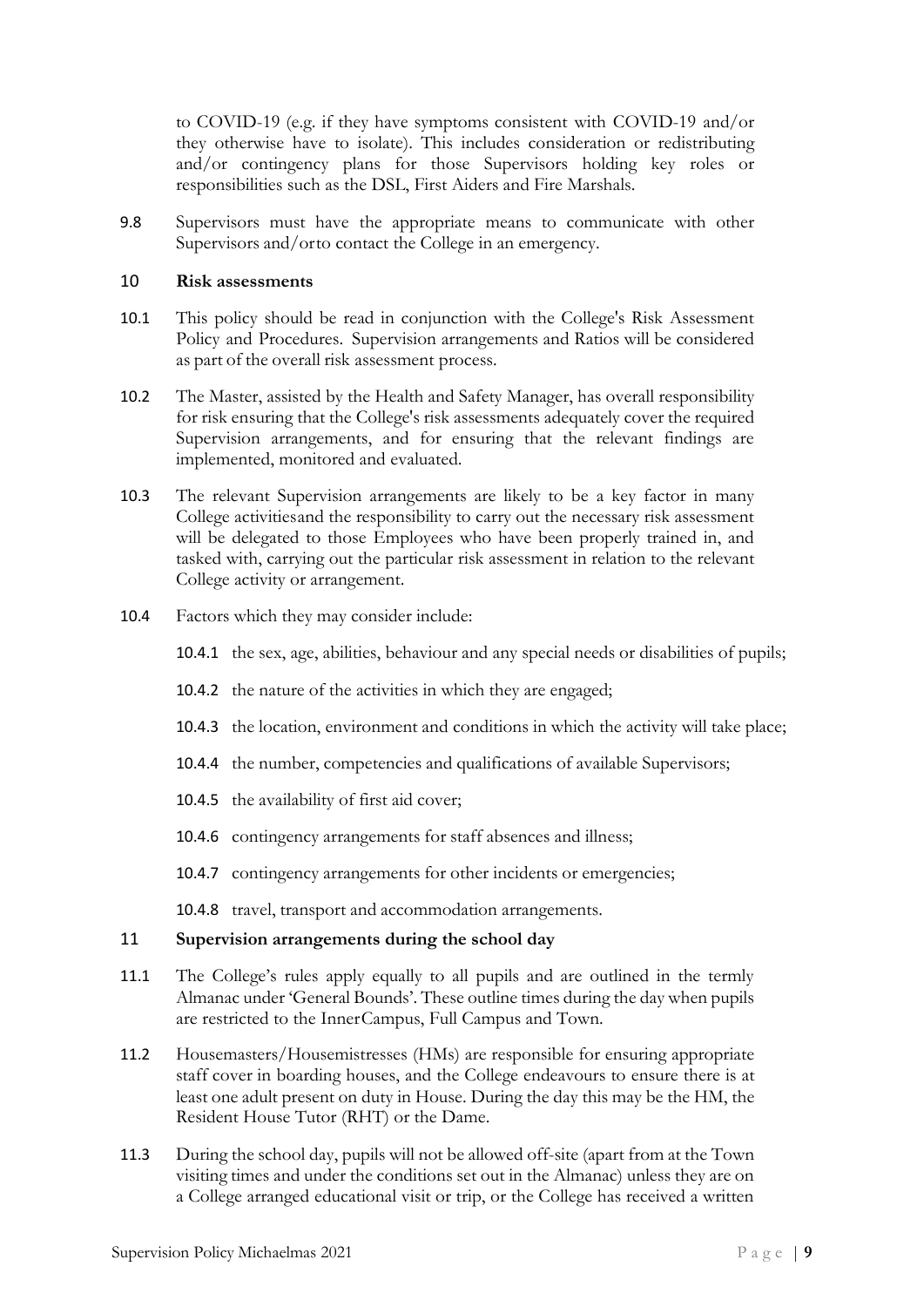to COVID-19 (e.g. if they have symptoms consistent with COVID-19 and/or they otherwise have to isolate). This includes consideration or redistributing and/or contingency plans for those Supervisors holding key roles or responsibilities such as the DSL, First Aiders and Fire Marshals.

9.8 Supervisors must have the appropriate means to communicate with other Supervisors and/orto contact the College in an emergency.

## 10 Risk assessments

10.1 This policy should be read in conjunction with the College's Risk Assessment Policy and Procedures. Supervision arrangements and Ratios will be considered as part of the overall risk assessment process.

10.2 The Master, assisted by the Health and Safety Manager, has overall responsibility for risk ensuring that the College's risk assessments adequately cover the required Supervision arrangements, and for ensuring that the relevant findings are implemented, monitored and evaluated.

10.3 The relevant Supervision arrangements are likely to be a key factor in many College activitiesand the responsibility to carry out the necessary risk assessment will be delegated to those Employees who have been properly trained in, and tasked with, carrying out the particular risk assessment in relation to the relevant College activity or arrangement.

10.4 Factors which they may consider include:

10.4.1 the sex, age, abilities, behaviour and any special needs or disabilities of pupils;

10.4.2 the nature of the activities in which they are engaged;

10.4.3 the location, environment and conditions in which the activity will take place;

10.4.4 the number, competencies and qualifications of available Supervisors;

10.4.5 the availability of first aid cover;

10.4.6 contingency arrangements for staff absences and illness;

10.4.7 contingency arrangements for other incidents or emergencies;

10.4.8 travel, transport and accommodation arrangements.

## 11 Supervision arrangements during the school day

11.1 The College's rules apply equally to all pupils and are outlined in the termly Almanac under 'General Bounds'. These outline times during the day when pupils are restricted to the InnerCampus, Full Campus and Town.

11.2 Housemasters/Housemistresses (HMs) are responsible for ensuring appropriate staff cover in boarding houses, and the College endeavours to ensure there is at least one adult present on duty in House. During the day this may be the HM, the Resident House Tutor (RHT) or the Dame.

11.3 During the school day, pupils will not be allowed off-site (apart from at the Town visiting times and under the conditions set out in the Almanac) unless they are on a College arranged educational visit or trip, or the College has received a written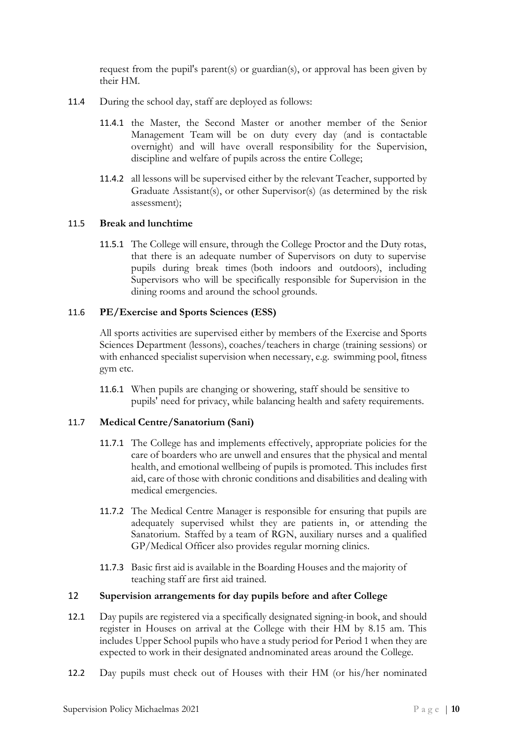request from the pupil's parent(s) or guardian(s), or approval has been given by their HM.

11.4 During the school day, staff are deployed as follows:

11.4.1 the Master, the Second Master or another member of the Senior Management Team will be on duty every day (and is contactable overnight) and will have overall responsibility for the Supervision, discipline and welfare of pupils across the entire College;

11.4.2 all lessons will be supervised either by the relevant Teacher, supported by Graduate Assistant(s), or other Supervisor(s) (as determined by the risk assessment);

### 11.5 Break and lunchtime

11.5.1 The College will ensure, through the College Proctor and the Duty rotas, that there is an adequate number of Supervisors on duty to supervise pupils during break times (both indoors and outdoors), including Supervisors who will be specifically responsible for Supervision in the dining rooms and around the school grounds.

### 11.6 PE/Exercise and Sports Sciences (ESS)

All sports activities are supervised either by members of the Exercise and Sports Sciences Department (lessons), coaches/teachers in charge (training sessions) or with enhanced specialist supervision when necessary, e.g. swimming pool, fitness gym etc.

11.6.1 When pupils are changing or showering, staff should be sensitive to pupils' need for privacy, while balancing health and safety requirements.

### 11.7 Medical Centre/Sanatorium (Sani)

11.7.1 The College has and implements effectively, appropriate policies for the care of boarders who are unwell and ensures that the physical and mental health, and emotional wellbeing of pupils is promoted. This includes first aid, care of those with chronic conditions and disabilities and dealing with medical emergencies.

11.7.2 The Medical Centre Manager is responsible for ensuring that pupils are adequately supervised whilst they are patients in, or attending the Sanatorium. Staffed by a team of RGN, auxiliary nurses and a qualified GP/Medical Officer also provides regular morning clinics.

11.7.3 Basic first aid is available in the Boarding Houses and the majority of teaching staff are first aid trained.

## 12 Supervision arrangements for day pupils before and after College

12.1 Day pupils are registered via a specifically designated signing-in book, and should register in Houses on arrival at the College with their HM by 8.15 am. This includes Upper School pupils who have a study period for Period 1 when they are expected to work in their designated andnominated areas around the College.

12.2 Day pupils must check out of Houses with their HM (or his/her nominated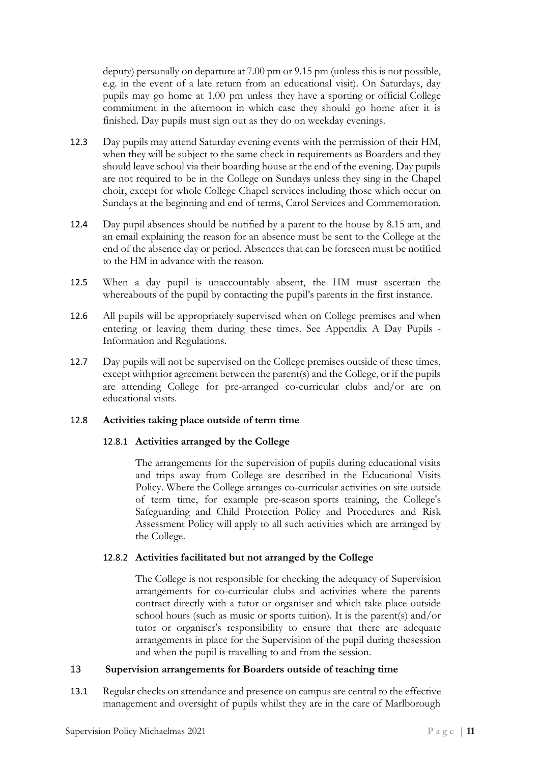deputy) personally on departure at 7.00 pm or 9.15 pm (unless this is not possible, e.g. in the event of a late return from an educational visit). On Saturdays, day pupils may go home at 1.00 pm unless they have a sporting or official College commitment in the afternoon in which case they should go home after it is finished. Day pupils must sign out as they do on weekday evenings.

12.3 Day pupils may attend Saturday evening events with the permission of their HM, when they will be subject to the same check in requirements as Boarders and they should leave school via their boarding house at the end of the evening. Day pupils are not required to be in the College on Sundays unless they sing in the Chapel choir, except for whole College Chapel services including those which occur on Sundays at the beginning and end of terms, Carol Services and Commemoration.

12.4 Day pupil absences should be notified by a parent to the house by 8.15 am, and an email explaining the reason for an absence must be sent to the College at the end of the absence day or period. Absences that can be foreseen must be notified to the HM in advance with the reason.

12.5 When a day pupil is unaccountably absent, the HM must ascertain the whereabouts of the pupil by contacting the pupil's parents in the first instance.

12.6 All pupils will be appropriately supervised when on College premises and when entering or leaving them during these times. See Appendix A Day Pupils - Information and Regulations.

12.7 Day pupils will not be supervised on the College premises outside of these times, except withprior agreement between the parent(s) and the College, or if the pupils are attending College for pre-arranged co-curricular clubs and/or are on educational visits.

### 12.8 Activities taking place outside of term time

#### 12.8.1 Activities arranged by the College

The arrangements for the supervision of pupils during educational visits and trips away from College are described in the Educational Visits Policy. Where the College arranges co-curricular activities on site outside of term time, for example pre-season sports training, the College's Safeguarding and Child Protection Policy and Procedures and Risk Assessment Policy will apply to all such activities which are arranged by the College.

#### 12.8.2 Activities facilitated but not arranged by the College

The College is not responsible for checking the adequacy of Supervision arrangements for co-curricular clubs and activities where the parents contract directly with a tutor or organiser and which take place outside school hours (such as music or sports tuition). It is the parent(s) and/or tutor or organiser's responsibility to ensure that there are adequate arrangements in place for the Supervision of the pupil during thesession and when the pupil is travelling to and from the session.

## 13 Supervision arrangements for Boarders outside of teaching time

13.1 Regular checks on attendance and presence on campus are central to the effective management and oversight of pupils whilst they are in the care of Marlborough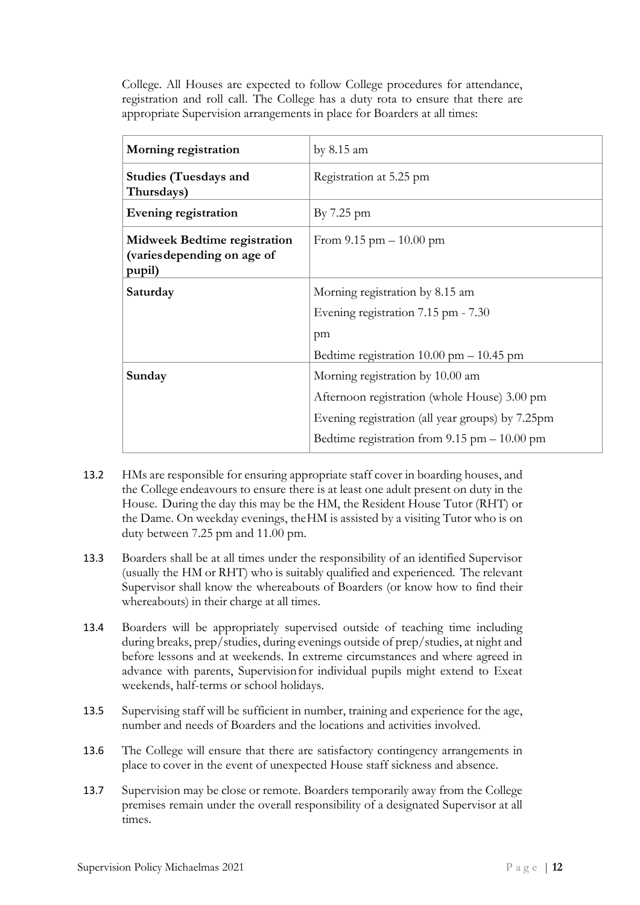College. All Houses are expected to follow College procedures for attendance, registration and roll call. The College has a duty rota to ensure that there are appropriate Supervision arrangements in place for Boarders at all times:

| **Morning registration** | by 8.15 am |
|---|---|
| **Studies (Tuesdays and Thursdays)** | Registration at 5.25 pm |
| **Evening registration** | By 7.25 pm |
| **Midweek Bedtime registration (varies depending on age of pupil)** | From 9.15 pm – 10.00 pm |
| **Saturday** | Morning registration by 8.15 am<br>Evening registration 7.15 pm - 7.30 pm<br>Bedtime registration 10.00 pm – 10.45 pm |
| **Sunday** | Morning registration by 10.00 am<br>Afternoon registration (whole House) 3.00 pm<br>Evening registration (all year groups) by 7.25pm<br>Bedtime registration from 9.15 pm – 10.00 pm |

13.2 HMs are responsible for ensuring appropriate staff cover in boarding houses, and the College endeavours to ensure there is at least one adult present on duty in the House. During the day this may be the HM, the Resident House Tutor (RHT) or the Dame. On weekday evenings, the HM is assisted by a visiting Tutor who is on duty between 7.25 pm and 11.00 pm.

13.3 Boarders shall be at all times under the responsibility of an identified Supervisor (usually the HM or RHT) who is suitably qualified and experienced. The relevant Supervisor shall know the whereabouts of Boarders (or know how to find their whereabouts) in their charge at all times.

13.4 Boarders will be appropriately supervised outside of teaching time including during breaks, prep/studies, during evenings outside of prep/studies, at night and before lessons and at weekends. In extreme circumstances and where agreed in advance with parents, Supervision for individual pupils might extend to Exeat weekends, half-terms or school holidays.

13.5 Supervising staff will be sufficient in number, training and experience for the age, number and needs of Boarders and the locations and activities involved.

13.6 The College will ensure that there are satisfactory contingency arrangements in place to cover in the event of unexpected House staff sickness and absence.

13.7 Supervision may be close or remote. Boarders temporarily away from the College premises remain under the overall responsibility of a designated Supervisor at all times.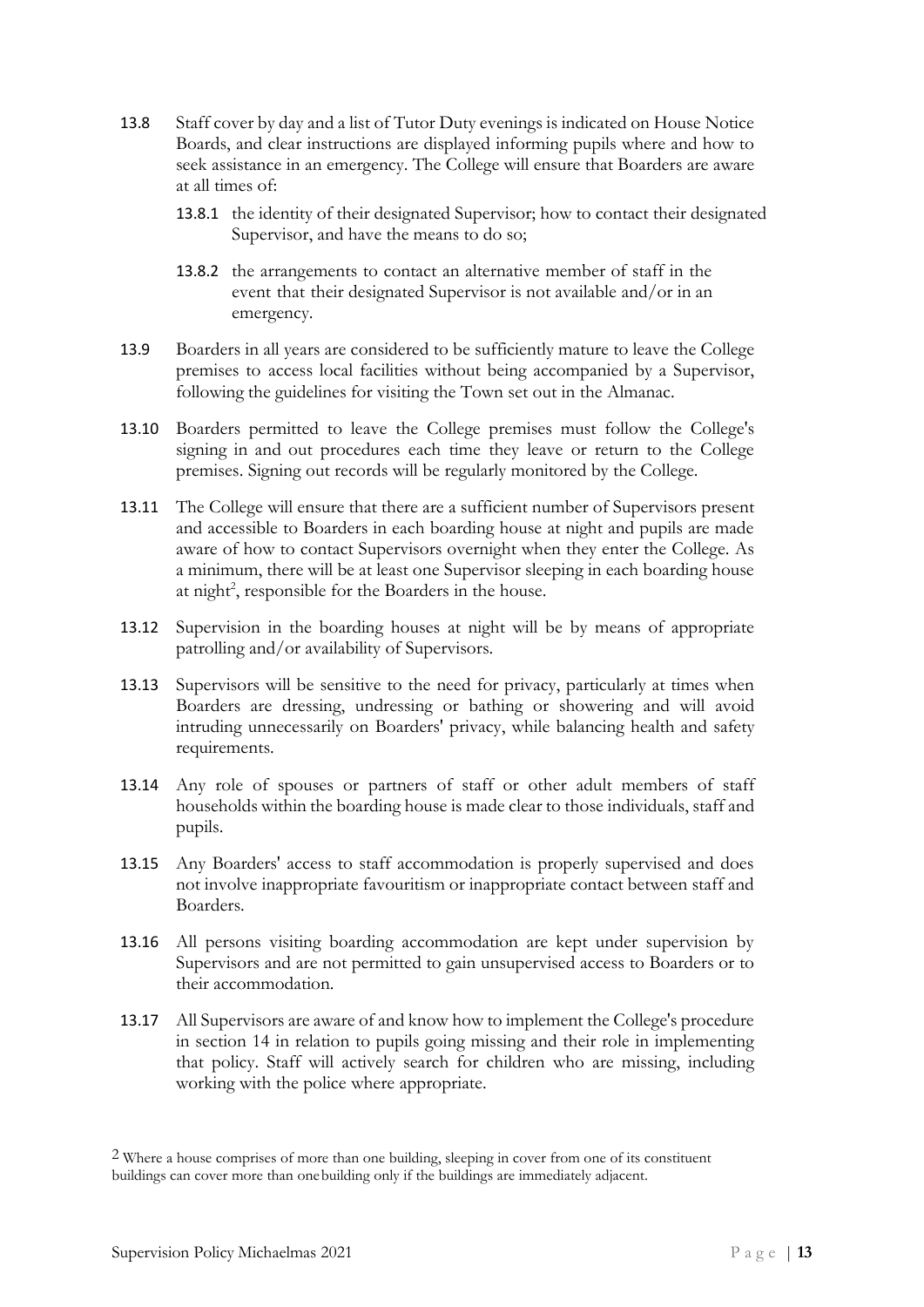13.8 Staff cover by day and a list of Tutor Duty evenings is indicated on House Notice Boards, and clear instructions are displayed informing pupils where and how to seek assistance in an emergency. The College will ensure that Boarders are aware at all times of:

 13.8.1 the identity of their designated Supervisor; how to contact their designated Supervisor, and have the means to do so;

 13.8.2 the arrangements to contact an alternative member of staff in the event that their designated Supervisor is not available and/or in an emergency.

13.9 Boarders in all years are considered to be sufficiently mature to leave the College premises to access local facilities without being accompanied by a Supervisor, following the guidelines for visiting the Town set out in the Almanac.

13.10 Boarders permitted to leave the College premises must follow the College's signing in and out procedures each time they leave or return to the College premises. Signing out records will be regularly monitored by the College.

13.11 The College will ensure that there are a sufficient number of Supervisors present and accessible to Boarders in each boarding house at night and pupils are made aware of how to contact Supervisors overnight when they enter the College. As a minimum, there will be at least one Supervisor sleeping in each boarding house at night[2], responsible for the Boarders in the house.

13.12 Supervision in the boarding houses at night will be by means of appropriate patrolling and/or availability of Supervisors.

13.13 Supervisors will be sensitive to the need for privacy, particularly at times when Boarders are dressing, undressing or bathing or showering and will avoid intruding unnecessarily on Boarders' privacy, while balancing health and safety requirements.

13.14 Any role of spouses or partners of staff or other adult members of staff households within the boarding house is made clear to those individuals, staff and pupils.

13.15 Any Boarders' access to staff accommodation is properly supervised and does not involve inappropriate favouritism or inappropriate contact between staff and Boarders.

13.16 All persons visiting boarding accommodation are kept under supervision by Supervisors and are not permitted to gain unsupervised access to Boarders or to their accommodation.

13.17 All Supervisors are aware of and know how to implement the College's procedure in section 14 in relation to pupils going missing and their role in implementing that policy. Staff will actively search for children who are missing, including working with the police where appropriate.

2 Where a house comprises of more than one building, sleeping in cover from one of its constituent buildings can cover more than one building only if the buildings are immediately adjacent.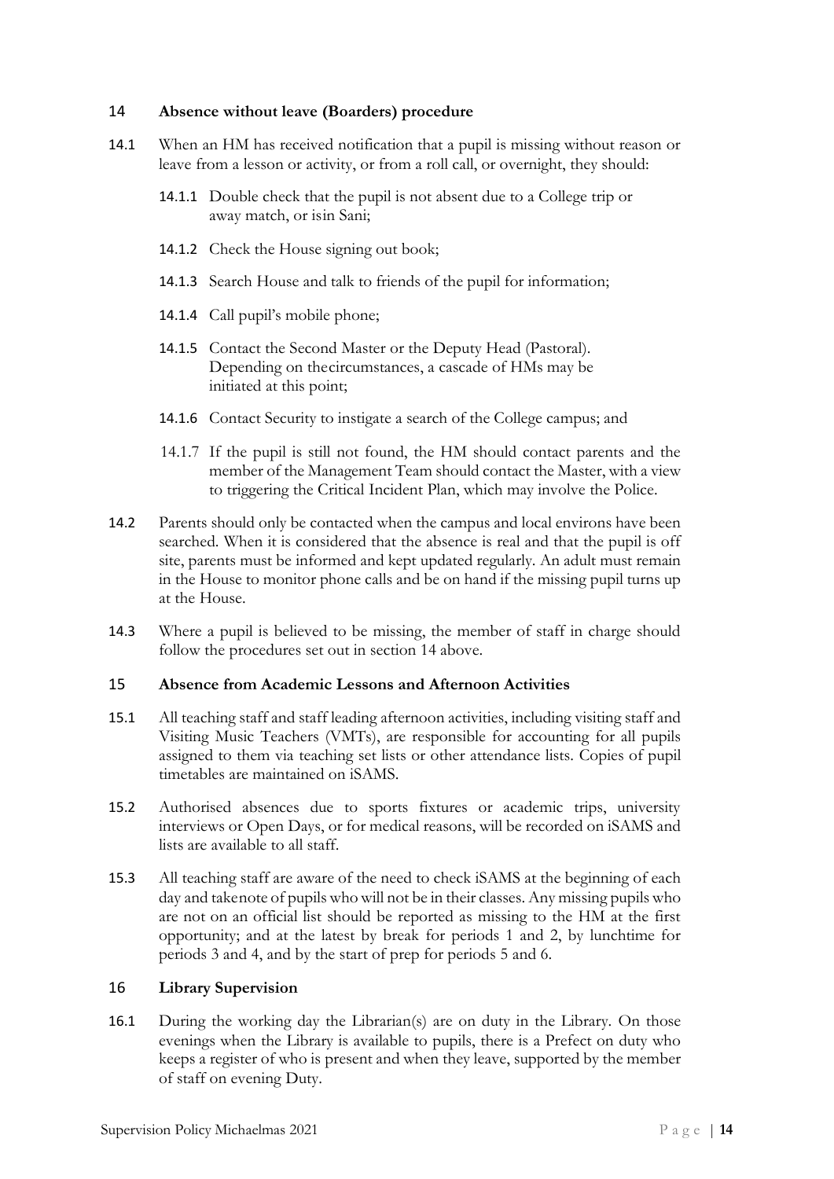## 14 Absence without leave (Boarders) procedure

14.1 When an HM has received notification that a pupil is missing without reason or leave from a lesson or activity, or from a roll call, or overnight, they should:

- 14.1.1 Double check that the pupil is not absent due to a College trip or away match, or isin Sani;
- 14.1.2 Check the House signing out book;
- 14.1.3 Search House and talk to friends of the pupil for information;
- 14.1.4 Call pupil's mobile phone;
- 14.1.5 Contact the Second Master or the Deputy Head (Pastoral). Depending on thecircumstances, a cascade of HMs may be initiated at this point;
- 14.1.6 Contact Security to instigate a search of the College campus; and
- 14.1.7 If the pupil is still not found, the HM should contact parents and the member of the Management Team should contact the Master, with a view to triggering the Critical Incident Plan, which may involve the Police.

14.2 Parents should only be contacted when the campus and local environs have been searched. When it is considered that the absence is real and that the pupil is off site, parents must be informed and kept updated regularly. An adult must remain in the House to monitor phone calls and be on hand if the missing pupil turns up at the House.

14.3 Where a pupil is believed to be missing, the member of staff in charge should follow the procedures set out in section 14 above.

## 15 Absence from Academic Lessons and Afternoon Activities

15.1 All teaching staff and staff leading afternoon activities, including visiting staff and Visiting Music Teachers (VMTs), are responsible for accounting for all pupils assigned to them via teaching set lists or other attendance lists. Copies of pupil timetables are maintained on iSAMS.

15.2 Authorised absences due to sports fixtures or academic trips, university interviews or Open Days, or for medical reasons, will be recorded on iSAMS and lists are available to all staff.

15.3 All teaching staff are aware of the need to check iSAMS at the beginning of each day and takenote of pupils who will not be in their classes. Any missing pupils who are not on an official list should be reported as missing to the HM at the first opportunity; and at the latest by break for periods 1 and 2, by lunchtime for periods 3 and 4, and by the start of prep for periods 5 and 6.

## 16 Library Supervision

16.1 During the working day the Librarian(s) are on duty in the Library. On those evenings when the Library is available to pupils, there is a Prefect on duty who keeps a register of who is present and when they leave, supported by the member of staff on evening Duty.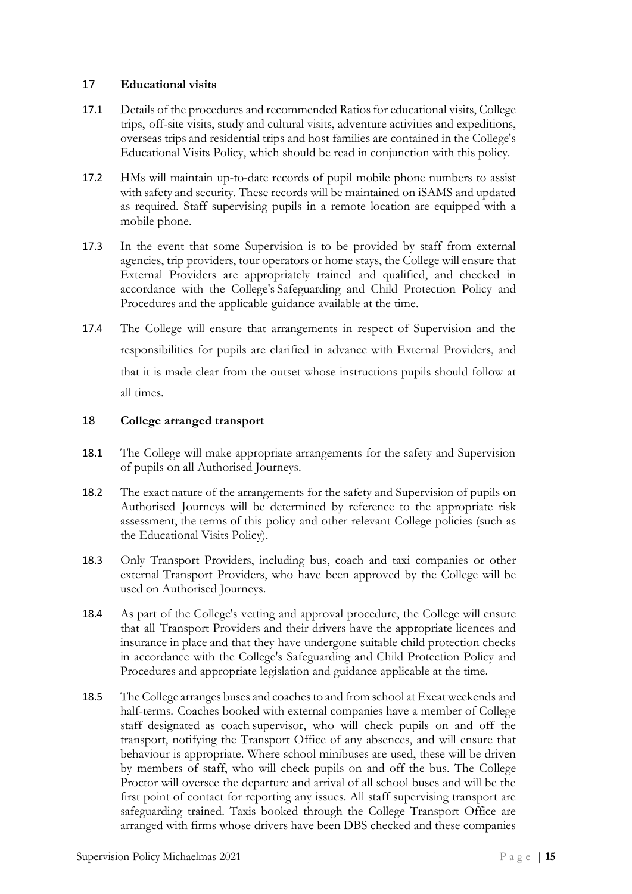## 17 Educational visits

17.1 Details of the procedures and recommended Ratios for educational visits, College trips, off-site visits, study and cultural visits, adventure activities and expeditions, overseas trips and residential trips and host families are contained in the College's Educational Visits Policy, which should be read in conjunction with this policy.

17.2 HMs will maintain up-to-date records of pupil mobile phone numbers to assist with safety and security. These records will be maintained on iSAMS and updated as required. Staff supervising pupils in a remote location are equipped with a mobile phone.

17.3 In the event that some Supervision is to be provided by staff from external agencies, trip providers, tour operators or home stays, the College will ensure that External Providers are appropriately trained and qualified, and checked in accordance with the College's Safeguarding and Child Protection Policy and Procedures and the applicable guidance available at the time.

17.4 The College will ensure that arrangements in respect of Supervision and the responsibilities for pupils are clarified in advance with External Providers, and that it is made clear from the outset whose instructions pupils should follow at all times.

## 18 College arranged transport

18.1 The College will make appropriate arrangements for the safety and Supervision of pupils on all Authorised Journeys.

18.2 The exact nature of the arrangements for the safety and Supervision of pupils on Authorised Journeys will be determined by reference to the appropriate risk assessment, the terms of this policy and other relevant College policies (such as the Educational Visits Policy).

18.3 Only Transport Providers, including bus, coach and taxi companies or other external Transport Providers, who have been approved by the College will be used on Authorised Journeys.

18.4 As part of the College's vetting and approval procedure, the College will ensure that all Transport Providers and their drivers have the appropriate licences and insurance in place and that they have undergone suitable child protection checks in accordance with the College's Safeguarding and Child Protection Policy and Procedures and appropriate legislation and guidance applicable at the time.

18.5 The College arranges buses and coaches to and from school at Exeat weekends and half-terms. Coaches booked with external companies have a member of College staff designated as coach supervisor, who will check pupils on and off the transport, notifying the Transport Office of any absences, and will ensure that behaviour is appropriate. Where school minibuses are used, these will be driven by members of staff, who will check pupils on and off the bus. The College Proctor will oversee the departure and arrival of all school buses and will be the first point of contact for reporting any issues. All staff supervising transport are safeguarding trained. Taxis booked through the College Transport Office are arranged with firms whose drivers have been DBS checked and these companies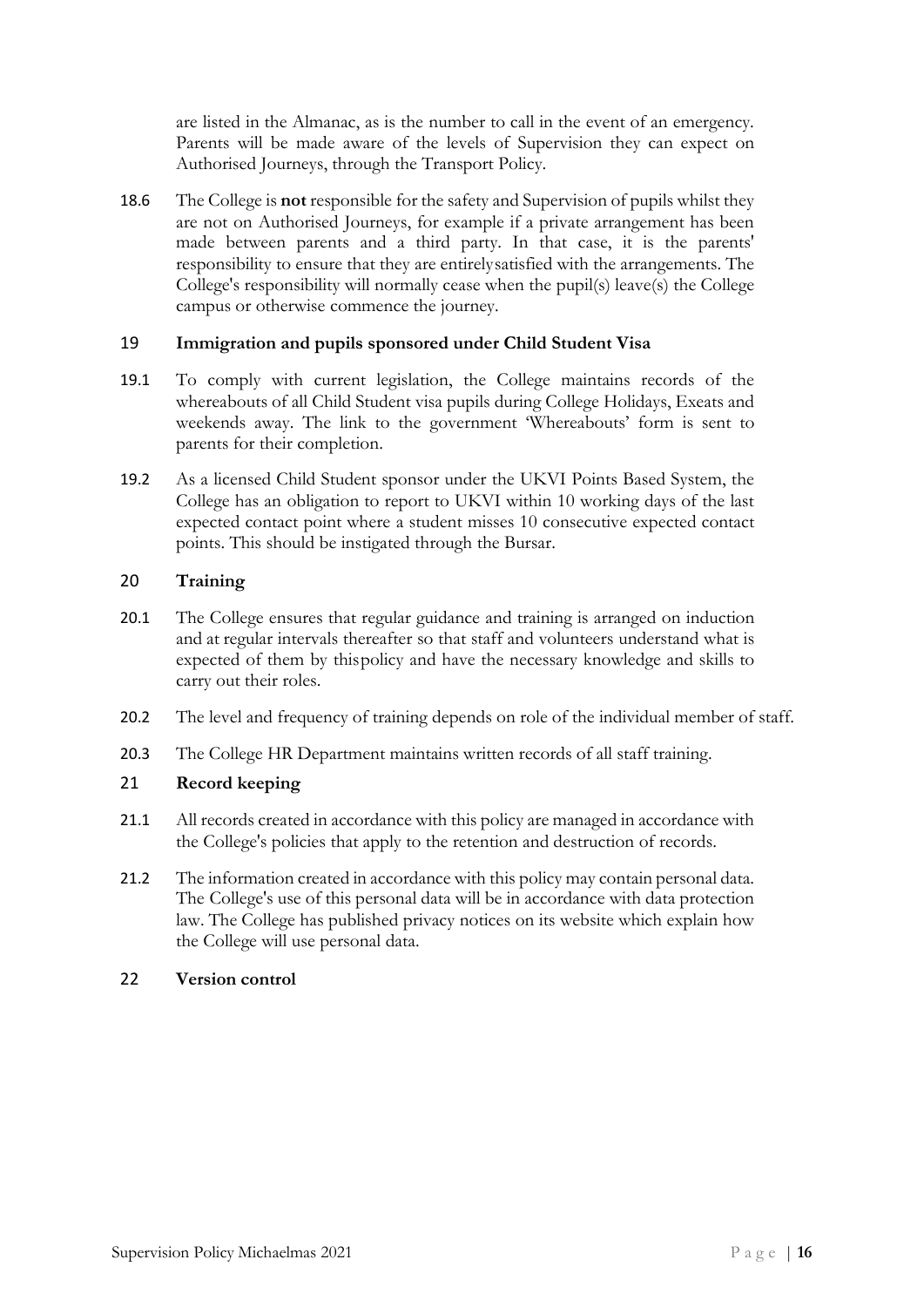are listed in the Almanac, as is the number to call in the event of an emergency. Parents will be made aware of the levels of Supervision they can expect on Authorised Journeys, through the Transport Policy.

18.6 The College is **not** responsible for the safety and Supervision of pupils whilst they are not on Authorised Journeys, for example if a private arrangement has been made between parents and a third party. In that case, it is the parents' responsibility to ensure that they are entirely satisfied with the arrangements. The College's responsibility will normally cease when the pupil(s) leave(s) the College campus or otherwise commence the journey.

## 19 Immigration and pupils sponsored under Child Student Visa

19.1 To comply with current legislation, the College maintains records of the whereabouts of all Child Student visa pupils during College Holidays, Exeats and weekends away. The link to the government 'Whereabouts' form is sent to parents for their completion.

19.2 As a licensed Child Student sponsor under the UKVI Points Based System, the College has an obligation to report to UKVI within 10 working days of the last expected contact point where a student misses 10 consecutive expected contact points. This should be instigated through the Bursar.

## 20 Training

20.1 The College ensures that regular guidance and training is arranged on induction and at regular intervals thereafter so that staff and volunteers understand what is expected of them by this policy and have the necessary knowledge and skills to carry out their roles.

20.2 The level and frequency of training depends on role of the individual member of staff.

20.3 The College HR Department maintains written records of all staff training.

## 21 Record keeping

21.1 All records created in accordance with this policy are managed in accordance with the College's policies that apply to the retention and destruction of records.

21.2 The information created in accordance with this policy may contain personal data. The College's use of this personal data will be in accordance with data protection law. The College has published privacy notices on its website which explain how the College will use personal data.

## 22 Version control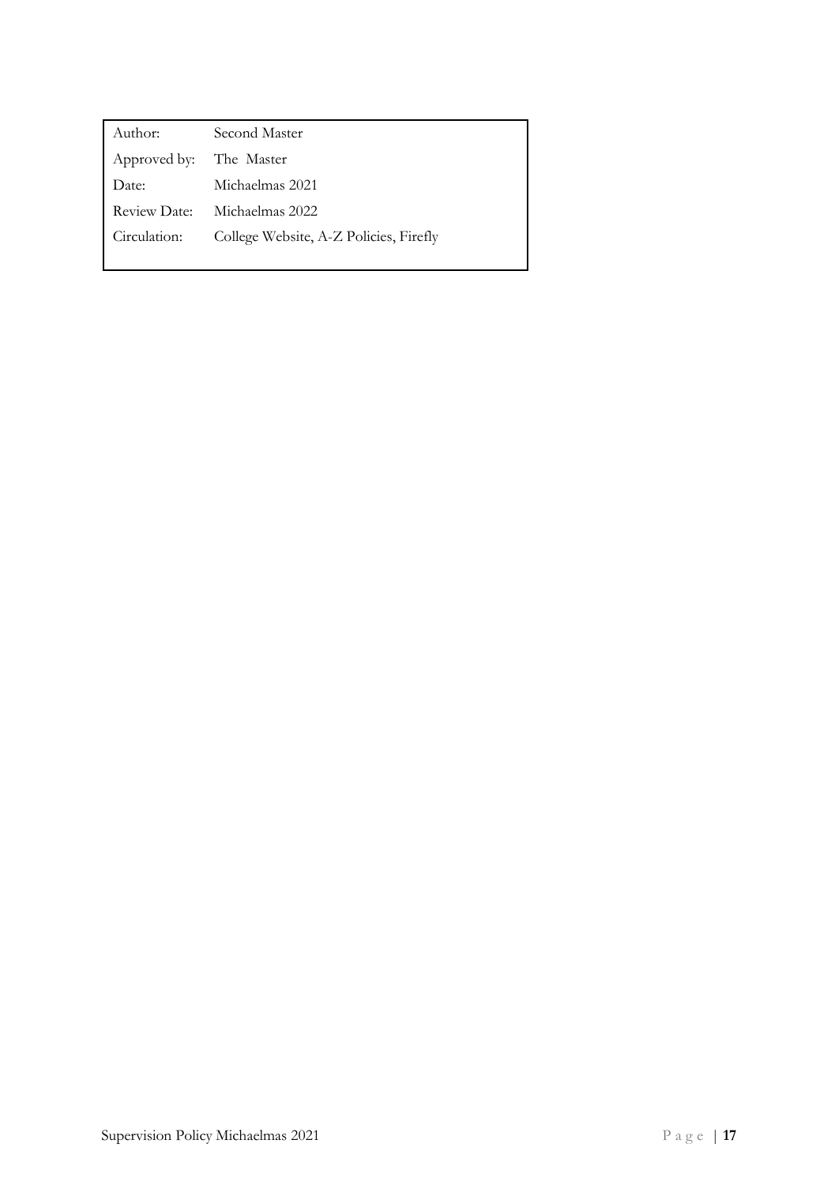| Author: | Second Master |
|---|---|
| Approved by: | The Master |
| Date: | Michaelmas 2021 |
| Review Date: | Michaelmas 2022 |
| Circulation: | College Website, A-Z Policies, Firefly |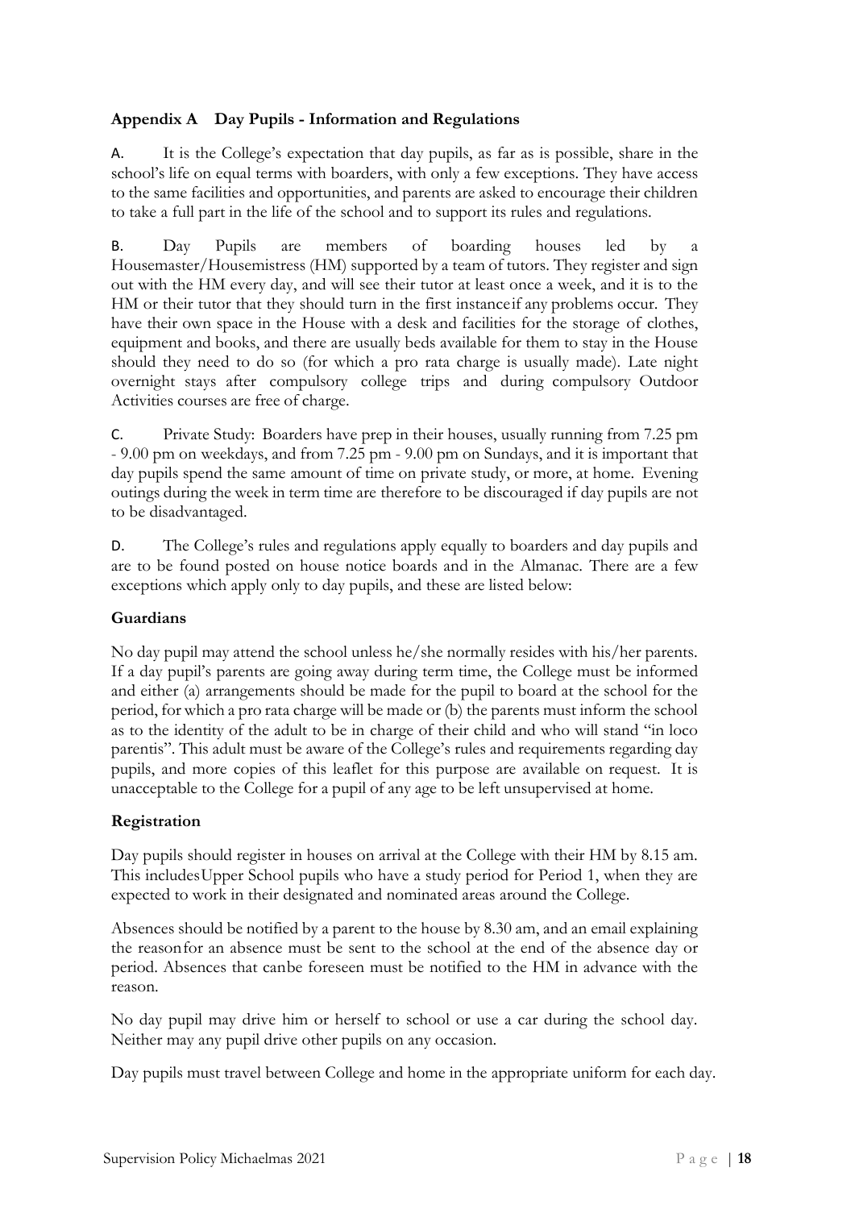### Appendix A Day Pupils - Information and Regulations

A. It is the College's expectation that day pupils, as far as is possible, share in the school's life on equal terms with boarders, with only a few exceptions. They have access to the same facilities and opportunities, and parents are asked to encourage their children to take a full part in the life of the school and to support its rules and regulations.

B. Day Pupils are members of boarding houses led by a Housemaster/Housemistress (HM) supported by a team of tutors. They register and sign out with the HM every day, and will see their tutor at least once a week, and it is to the HM or their tutor that they should turn in the first instanceif any problems occur. They have their own space in the House with a desk and facilities for the storage of clothes, equipment and books, and there are usually beds available for them to stay in the House should they need to do so (for which a pro rata charge is usually made). Late night overnight stays after compulsory college trips and during compulsory Outdoor Activities courses are free of charge.

C. Private Study: Boarders have prep in their houses, usually running from 7.25 pm - 9.00 pm on weekdays, and from 7.25 pm - 9.00 pm on Sundays, and it is important that day pupils spend the same amount of time on private study, or more, at home. Evening outings during the week in term time are therefore to be discouraged if day pupils are not to be disadvantaged.

D. The College's rules and regulations apply equally to boarders and day pupils and are to be found posted on house notice boards and in the Almanac. There are a few exceptions which apply only to day pupils, and these are listed below:

**Guardians**

No day pupil may attend the school unless he/she normally resides with his/her parents. If a day pupil's parents are going away during term time, the College must be informed and either (a) arrangements should be made for the pupil to board at the school for the period, for which a pro rata charge will be made or (b) the parents must inform the school as to the identity of the adult to be in charge of their child and who will stand "in loco parentis". This adult must be aware of the College's rules and requirements regarding day pupils, and more copies of this leaflet for this purpose are available on request. It is unacceptable to the College for a pupil of any age to be left unsupervised at home.

**Registration**

Day pupils should register in houses on arrival at the College with their HM by 8.15 am. This includesUpper School pupils who have a study period for Period 1, when they are expected to work in their designated and nominated areas around the College.

Absences should be notified by a parent to the house by 8.30 am, and an email explaining the reasonfor an absence must be sent to the school at the end of the absence day or period. Absences that canbe foreseen must be notified to the HM in advance with the reason.

No day pupil may drive him or herself to school or use a car during the school day. Neither may any pupil drive other pupils on any occasion.

Day pupils must travel between College and home in the appropriate uniform for each day.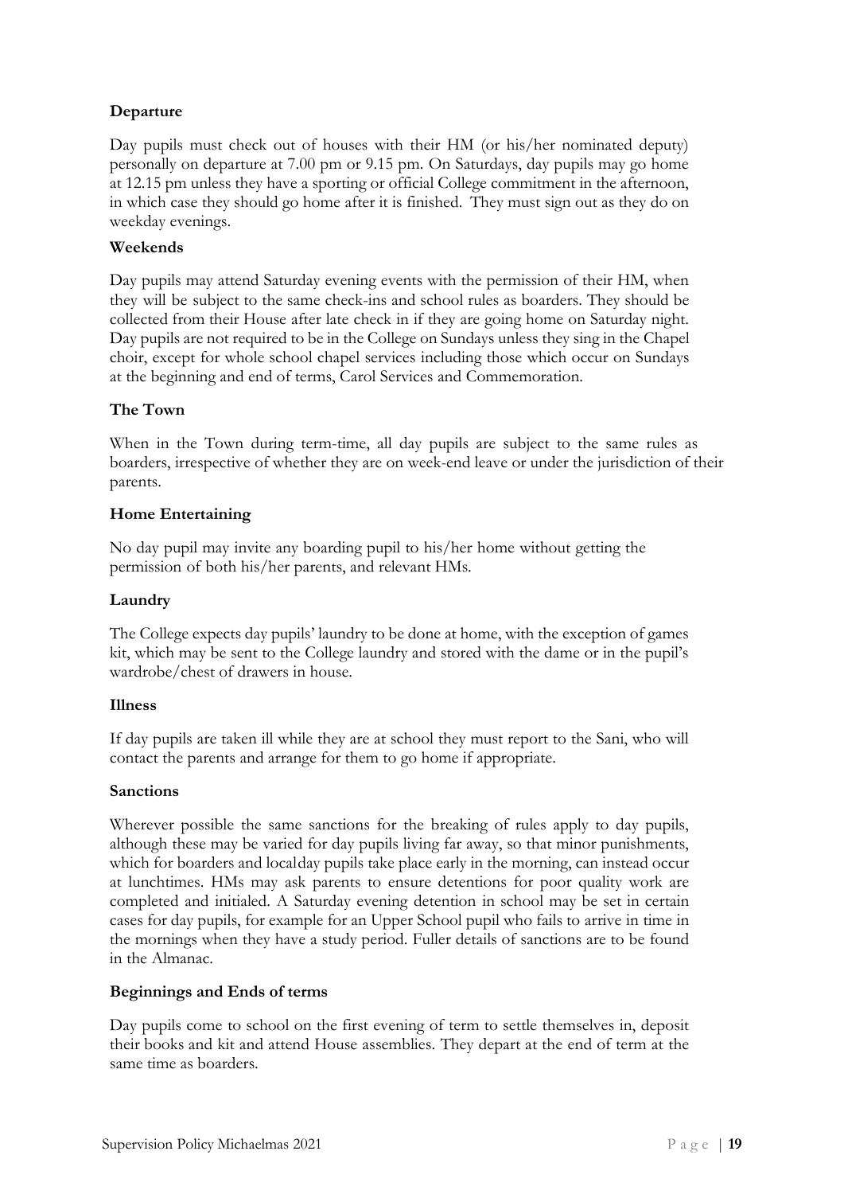**Departure**

Day pupils must check out of houses with their HM (or his/her nominated deputy) personally on departure at 7.00 pm or 9.15 pm. On Saturdays, day pupils may go home at 12.15 pm unless they have a sporting or official College commitment in the afternoon, in which case they should go home after it is finished. They must sign out as they do on weekday evenings.

**Weekends**

Day pupils may attend Saturday evening events with the permission of their HM, when they will be subject to the same check-ins and school rules as boarders. They should be collected from their House after late check in if they are going home on Saturday night. Day pupils are not required to be in the College on Sundays unless they sing in the Chapel choir, except for whole school chapel services including those which occur on Sundays at the beginning and end of terms, Carol Services and Commemoration.

**The Town**

When in the Town during term-time, all day pupils are subject to the same rules as boarders, irrespective of whether they are on week-end leave or under the jurisdiction of their parents.

**Home Entertaining**

No day pupil may invite any boarding pupil to his/her home without getting the permission of both his/her parents, and relevant HMs.

**Laundry**

The College expects day pupils' laundry to be done at home, with the exception of games kit, which may be sent to the College laundry and stored with the dame or in the pupil's wardrobe/chest of drawers in house.

**Illness**

If day pupils are taken ill while they are at school they must report to the Sani, who will contact the parents and arrange for them to go home if appropriate.

**Sanctions**

Wherever possible the same sanctions for the breaking of rules apply to day pupils, although these may be varied for day pupils living far away, so that minor punishments, which for boarders and localday pupils take place early in the morning, can instead occur at lunchtimes. HMs may ask parents to ensure detentions for poor quality work are completed and initialed. A Saturday evening detention in school may be set in certain cases for day pupils, for example for an Upper School pupil who fails to arrive in time in the mornings when they have a study period. Fuller details of sanctions are to be found in the Almanac.

**Beginnings and Ends of terms**

Day pupils come to school on the first evening of term to settle themselves in, deposit their books and kit and attend House assemblies. They depart at the end of term at the same time as boarders.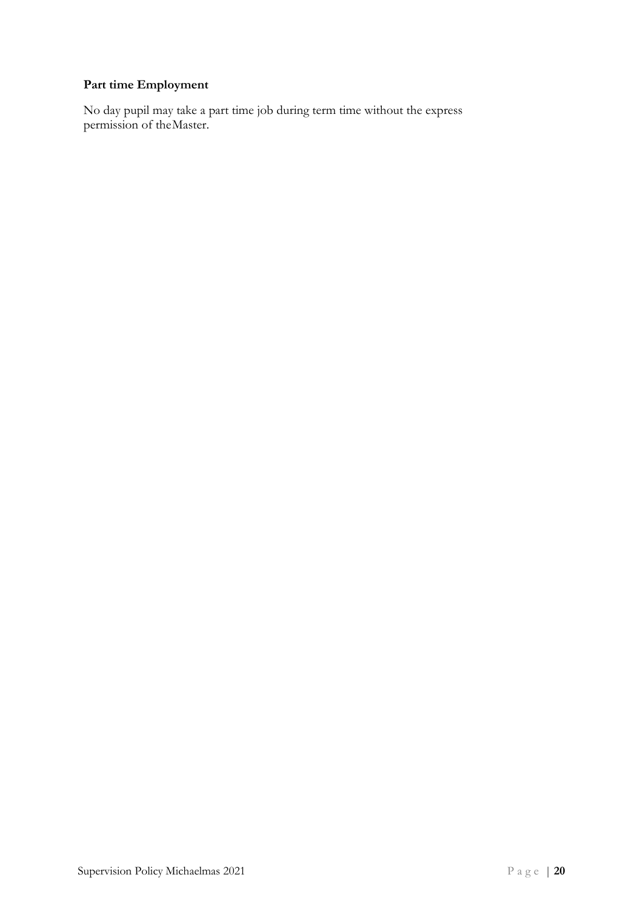**Part time Employment**

No day pupil may take a part time job during term time without the express permission of theMaster.